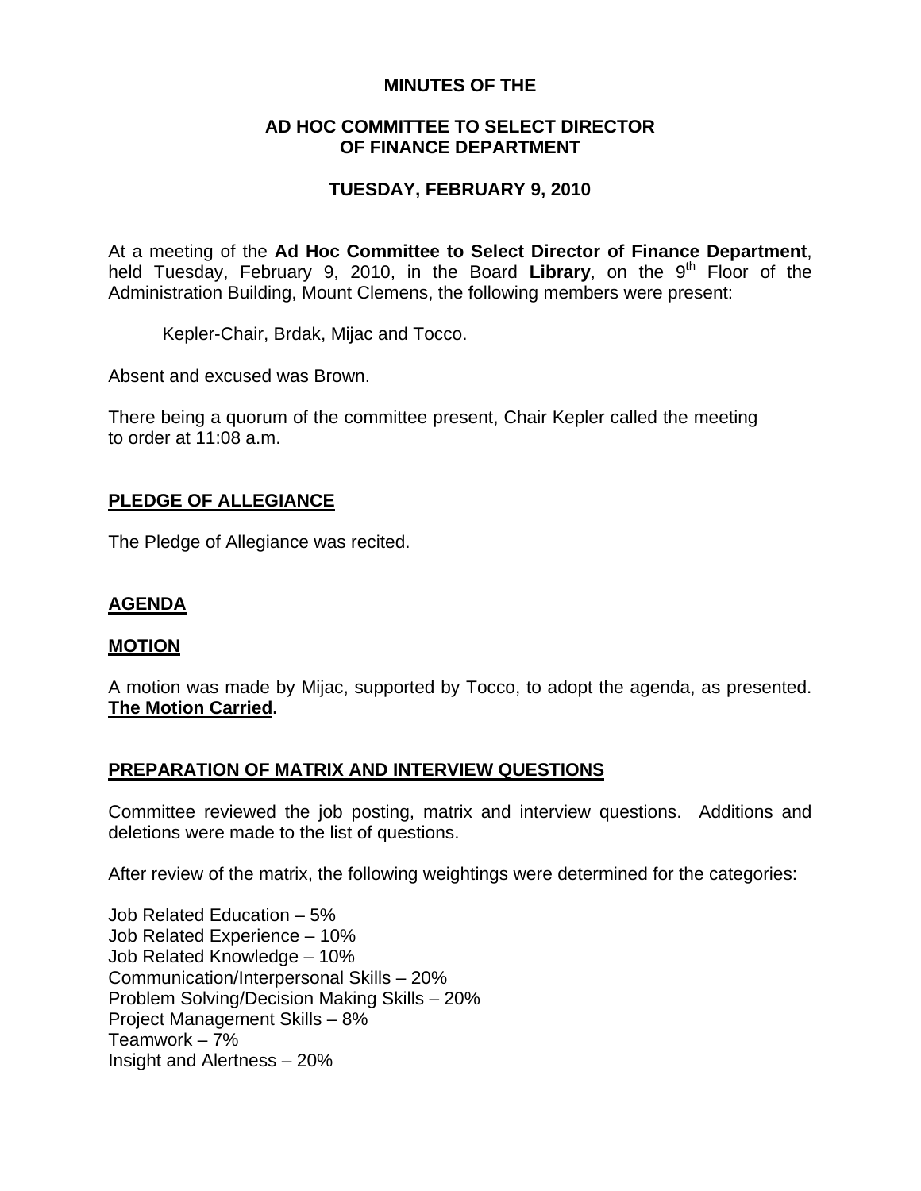**MINUTES OF THE**

**AD HOC COMMITTEE TO SELECT DIRECTOR OF FINANCE DEPARTMENT**

**TUESDAY, FEBRUARY 9, 2010**

At a meeting of the **Ad Hoc Committee to Select Director of Finance Department**, held Tuesday, February 9, 2010, in the Board **Library**, on the 9th Floor of the Administration Building, Mount Clemens, the following members were present:

Kepler-Chair, Brdak, Mijac and Tocco.

Absent and excused was Brown.

There being a quorum of the committee present, Chair Kepler called the meeting to order at 11:08 a.m.

**PLEDGE OF ALLEGIANCE**

The Pledge of Allegiance was recited.

**AGENDA**

**MOTION**

A motion was made by Mijac, supported by Tocco, to adopt the agenda, as presented. **The Motion Carried.**

**PREPARATION OF MATRIX AND INTERVIEW QUESTIONS**

Committee reviewed the job posting, matrix and interview questions. Additions and deletions were made to the list of questions.

After review of the matrix, the following weightings were determined for the categories:

Job Related Education – 5%
Job Related Experience – 10%
Job Related Knowledge – 10%
Communication/Interpersonal Skills – 20%
Problem Solving/Decision Making Skills – 20%
Project Management Skills – 8%
Teamwork – 7%
Insight and Alertness – 20%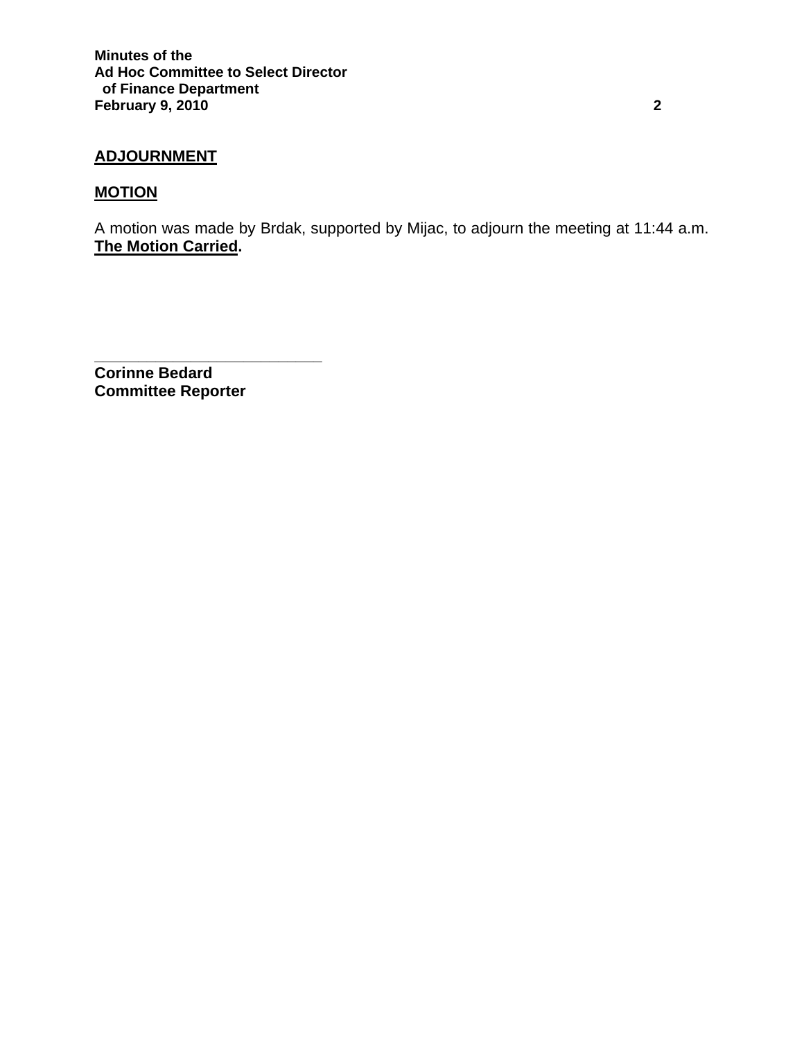**ADJOURNMENT**

**MOTION**

A motion was made by Brdak, supported by Mijac, to adjourn the meeting at 11:44 a.m. **The Motion Carried.**

\_\_\_\_\_\_\_\_\_\_\_\_\_\_\_\_\_\_\_\_\_\_\_\_\_\_\_

**Corinne Bedard**
**Committee Reporter**